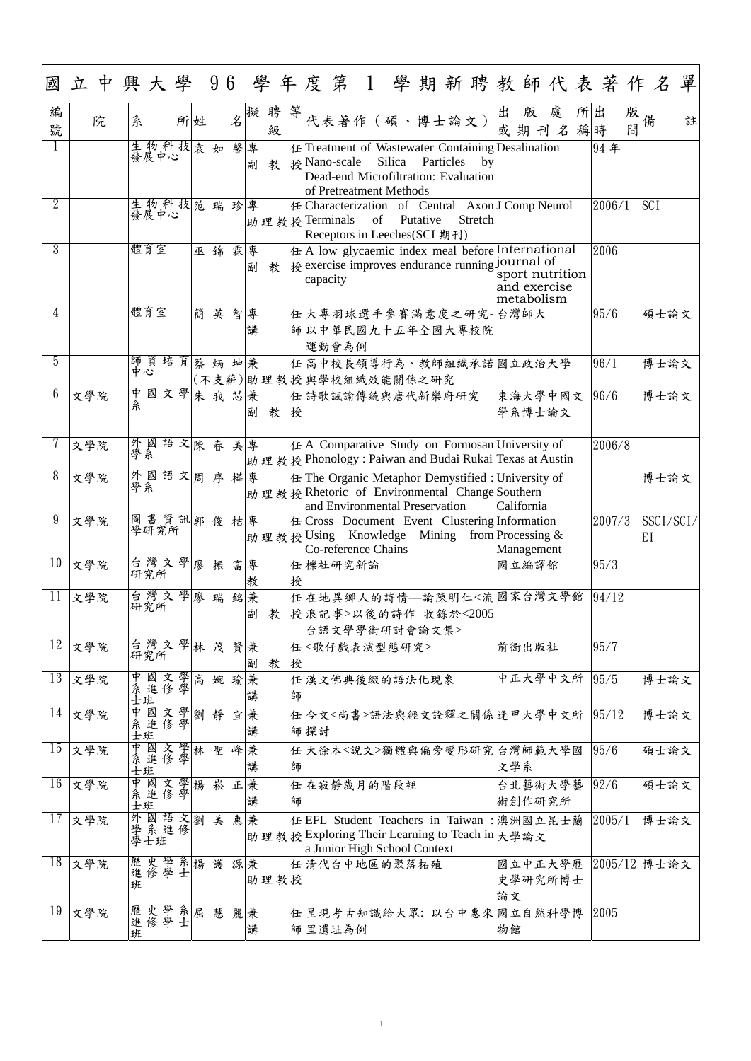# 國立中興大學 96 學年度第 1 學期新聘教師代表著作名單

| 編號 | 院 | 系所 | 姓名 | 擬聘等級 | 代表著作（碩、博士論文） | 出版處所或期刊名稱 | 出版時間 | 備註 |
|---|---|---|---|---|---|---|---|---|
| 1 | | 生物科技發展中心 | 袁如馨 | 專任副教授 | Treatment of Wastewater Containing Nano-scale Silica Particles by Dead-end Microfiltration: Evaluation of Pretreatment Methods | Desalination | 94 年 | |
| 2 | | 生物科技發展中心 | 范瑞珍 | 專任助理教授 | Characterization of Central Axon Terminals of Putative Stretch Receptors in Leeches(SCI 期刊) | J Comp Neurol | 2006/1 | SCI |
| 3 | | 體育室 | 巫錦霖 | 專任副教授 | A low glycaemic index meal before exercise improves endurance running capacity | International journal of sport nutrition and exercise metabolism | 2006 | |
| 4 | | 體育室 | 簡英智 | 專任講師 | 大專羽球選手參賽滿意度之研究-以中華民國九十五年全國大專校院運動會為例 | 台灣師大 | 95/6 | 碩士論文 |
| 5 | | 師資培育中心 | 蔡炳坤 | 兼任(不支薪)助理教授 | 高中校長領導行為、教師組織承諾與學校組織效能關係之研究 | 國立政治大學 | 96/1 | 博士論文 |
| 6 | 文學院 | 中國文學系 | 朱我芯 | 兼任副教授 | 詩歌諷諭傳統與唐代新樂府研究 | 東海大學中國文學系博士論文 | 96/6 | 博士論文 |
| 7 | 文學院 | 外國語文學系 | 陳春美 | 專任助理教授 | A Comparative Study on Formosan Phonology : Paiwan and Budai Rukai | University of Texas at Austin | 2006/8 | |
| 8 | 文學院 | 外國語文學系 | 周序樺 | 專任助理教授 | The Organic Metaphor Demystified : Rhetoric of Environmental Change and Environmental Preservation | University of Southern California | | 博士論文 |
| 9 | 文學院 | 圖書資訊學研究所 | 郭俊桔 | 專任助理教授 | Cross Document Event Clustering Using Knowledge Mining from Co-reference Chains | Information Processing & Management | 2007/3 | SSCI/SCI/EI |
| 10 | 文學院 | 台灣文學研究所 | 廖振富 | 專任教授 | 櫟社研究新論 | 國立編譯館 | 95/3 | |
| 11 | 文學院 | 台灣文學研究所 | 廖瑞銘 | 兼任副教授 | 在地異鄉人的詩情—論陳明仁<流浪記事>以後的詩作 收錄於<2005台語文學學術研討會論文集> | 國家台灣文學館 | 94/12 | |
| 12 | 文學院 | 台灣文學研究所 | 林茂賢 | 兼任副教授 | <歌仔戲表演型態研究> | 前衛出版社 | 95/7 | |
| 13 | 文學院 | 中國文學系進修學士班 | 高婉瑜 | 兼任講師 | 漢文佛典後綴的語法化現象 | 中正大學中文所 | 95/5 | 博士論文 |
| 14 | 文學院 | 中國文學系進修學士班 | 劉靜宜 | 兼任講師 | 今文<尚書>語法與經文詮釋之關係探討 | 逢甲大學中文所 | 95/12 | 博士論文 |
| 15 | 文學院 | 中國文學系進修學士班 | 林聖峰 | 兼任講師 | 大徐本<說文>獨體與偏旁變形研究 | 台灣師範大學國文學系 | 95/6 | 碩士論文 |
| 16 | 文學院 | 中國文學系進修學士班 | 楊崧正 | 兼任講師 | 在寂靜歲月的階段裡 | 台北藝術大學藝術創作研究所 | 92/6 | 碩士論文 |
| 17 | 文學院 | 外國語文學系進修學士班 | 劉美惠 | 兼任助理教授 | EFL Student Teachers in Taiwan : Exploring Their Learning to Teach in a Junior High School Context | 澳洲國立昆士蘭大學論文 | 2005/1 | 博士論文 |
| 18 | 文學院 | 歷史學系進修學士班 | 楊護源 | 兼任助理教授 | 清代台中地區的聚落拓殖 | 國立中正大學歷史學研究所博士論文 | 2005/12 | 博士論文 |
| 19 | 文學院 | 歷史學系進修學士班 | 屈慧麗 | 兼任講師 | 呈現考古知識給大眾: 以台中惠來里遺址為例 | 國立自然科學博物館 | 2005 | |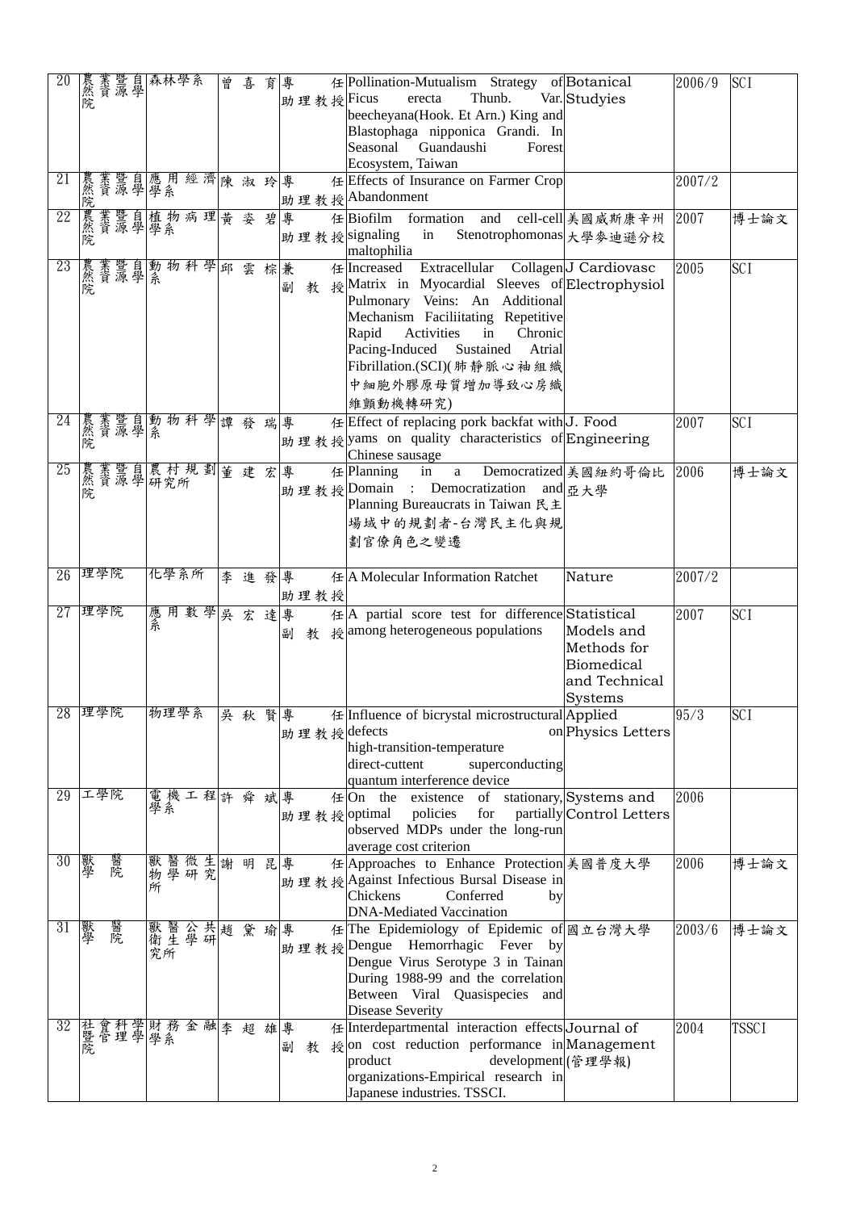| 20 | 農業暨自然資源學院 | 森林學系 | 曾喜育 | 專任助理教授 | Pollination-Mutualism Strategy of Ficus erecta Thunb. Var. beecheyana(Hook. Et Arn.) King and Blastophaga nipponica Grandi. In Seasonal Guandaushi Forest Ecosystem, Taiwan | Botanical Studyies | 2006/9 | SCI |
|---|---|---|---|---|---|---|---|---|
| 21 | 農業暨自然資源學院 | 應用經濟學系 | 陳淑玲 | 專任助理教授 | Effects of Insurance on Farmer Crop Abandonment | | 2007/2 | |
| 22 | 農業暨自然資源學院 | 植物病理學系 | 黃姿碧 | 專任助理教授 | Biofilm formation and cell-cell signaling in Stenotrophomonas maltophilia | 美國威斯康辛州大學麥迪遜分校 | 2007 | 博士論文 |
| 23 | 農業暨自然資源學院 | 動物科學系 | 邱雲棕 | 兼任副教授 | Increased Extracellular Collagen Matrix in Myocardial Sleeves of Pulmonary Veins: An Additional Mechanism Faciliitating Repetitive Rapid Activities in Chronic Pacing-Induced Sustained Atrial Fibrillation.(SCI)(肺靜脈心袖組織中細胞外膠原母質增加導致心房纖維顫動機轉研究) | J Cardiovasc Electrophysiol | 2005 | SCI |
| 24 | 農業暨自然資源學院 | 動物科學系 | 譚發瑞 | 專任助理教授 | Effect of replacing pork backfat with yams on quality characteristics of Chinese sausage | J. Food Engineering | 2007 | SCI |
| 25 | 農業暨自然資源學院 | 農村規劃研究所 | 董建宏 | 專任助理教授 | Planning in a Democratized Domain : Democratization and Planning Bureaucrats in Taiwan 民主場域中的規劃者-台灣民主化與規劃官僚角色之變遷 | 美國紐約哥倫比亞大學 | 2006 | 博士論文 |
| 26 | 理學院 | 化學系所 | 李進發 | 專任助理教授 | A Molecular Information Ratchet | Nature | 2007/2 | |
| 27 | 理學院 | 應用數學系 | 吳宏達 | 專任副教授 | A partial score test for difference among heterogeneous populations | Statistical Models and Methods for Biomedical and Technical Systems | 2007 | SCI |
| 28 | 理學院 | 物理學系 | 吳秋賢 | 專任助理教授 | Influence of bicrystal microstructural defects on high-transition-temperature direct-cuttent superconducting quantum interference device | Applied Physics Letters | 95/3 | SCI |
| 29 | 工學院 | 電機工程學系 | 許舜斌 | 專任助理教授 | On the existence of stationary, optimal policies for partially observed MDPs under the long-run average cost criterion | Systems and Control Letters | 2006 | |
| 30 | 獸醫學院 | 獸醫微生物學研究所 | 謝明昆 | 專任助理教授 | Approaches to Enhance Protection Against Infectious Bursal Disease in Chickens Conferred by DNA-Mediated Vaccination | 美國普度大學 | 2006 | 博士論文 |
| 31 | 獸醫學院 | 獸醫公共衛生學研究所 | 趙黛瑜 | 專任助理教授 | The Epidemiology of Epidemic of Dengue Hemorrhagic Fever by Dengue Virus Serotype 3 in Tainan During 1988-99 and the correlation Between Viral Quasispecies and Disease Severity | 國立台灣大學 | 2003/6 | 博士論文 |
| 32 | 社會科學暨管理學院 | 財務金融學系 | 李超雄 | 專任副教授 | Interdepartmental interaction effects on cost reduction performance in product development organizations-Empirical research in Japanese industries. TSSCI. | Journal of Management (管理學報) | 2004 | TSSCI |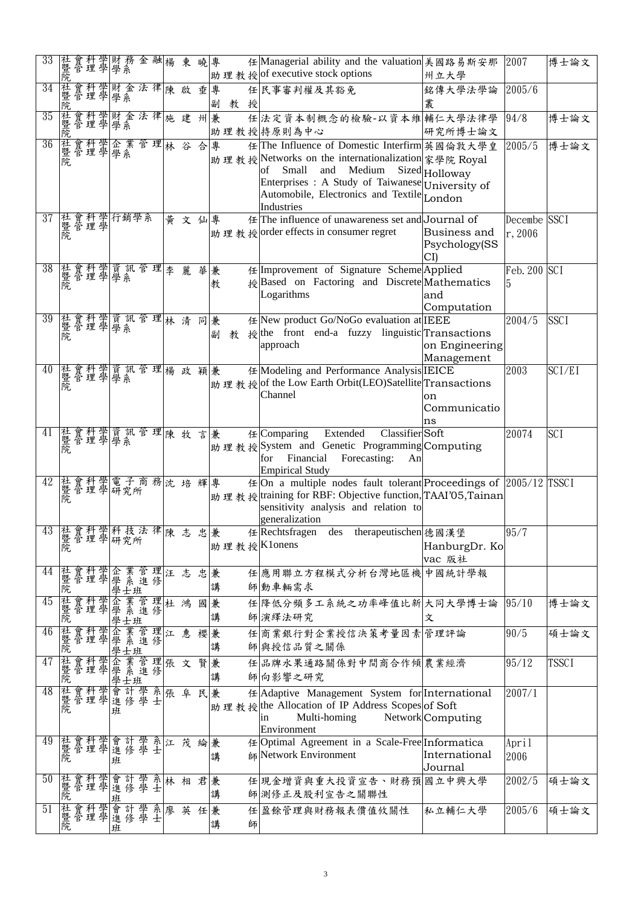| 33 | 社會科學暨管理學院 | 財務金融學系 | 楊東曉 | 專任助理教授 | Managerial ability and the valuation of executive stock options | 美國路易斯安那州立大學 | 2007 | 博士論文 |
|---|---|---|---|---|---|---|---|---|
| 34 | 社會科學暨管理學院 | 財金法律學系 | 陳啟垂 | 專任副教授 | 民事審判權及其豁免 | 銘傳大學法學論叢 | 2005/6 | |
| 35 | 社會科學暨管理學院 | 財金法律學系 | 施建州 | 兼任助理教授 | 法定資本制概念的檢驗-以資本維持原則為中心 | 輔仁大學法律學研究所博士論文 | 94/8 | 博士論文 |
| 36 | 社會科學暨管理學院 | 企業管理學系 | 林谷合 | 專任助理教授 | The Influence of Domestic Interfirm Networks on the internationalization of Small and Medium Sized Enterprises : A Study of Taiwanese Automobile, Electronics and Textile Industries | 英國倫敦大學皇家學院 Royal Holloway University of London | 2005/5 | 博士論文 |
| 37 | 社會科學暨管理學院 | 行銷學系 | 黃文仙 | 專任助理教授 | The influence of unawareness set and order effects in consumer regret | Journal of Business and Psychology(SSCI) | December, 2006 | SSCI |
| 38 | 社會科學暨管理學院 | 資訊管理學系 | 李麗華 | 兼任教授 | Improvement of Signature Scheme Based on Factoring and Discrete Logarithms | Applied Mathematics and Computation | Feb. 2005 | SCI |
| 39 | 社會科學暨管理學院 | 資訊管理學系 | 林清同 | 兼任副教授 | New product Go/NoGo evaluation at the front end-a fuzzy linguistic approach | IEEE Transactions on Engineering Management | 2004/5 | SSCI |
| 40 | 社會科學暨管理學院 | 資訊管理學系 | 楊政穎 | 兼任助理教授 | Modeling and Performance Analysis of the Low Earth Orbit(LEO)Satellite Channel | IEICE Transactions on Communications | 2003 | SCI/EI |
| 41 | 社會科學暨管理學院 | 資訊管理學系 | 陳牧言 | 兼任助理教授 | Comparing Extended Classifier System and Genetic Programming for Financial Forecasting: An Empirical Study | Soft Computing | 20074 | SCI |
| 42 | 社會科學暨管理學院 | 電子商務研究所 | 沈培輝 | 專任助理教授 | On a multiple nodes fault tolerant training for RBF: Objective function, sensitivity analysis and relation to generalization | Proceedings of TAAI'05,Tainan | 2005/12 | TSSCI |
| 43 | 社會科學暨管理學院 | 科技法律研究所 | 陳志忠 | 兼任助理教授 | Rechtsfragen des therapeutischen K1onens | 德國漢堡 HanburgDr. Kovac 版社 | 95/7 | |
| 44 | 社會科學暨管理學院 | 企業管理學系進修學士班 | 汪志忠 | 兼任講師 | 應用聯立方程模式分析台灣地區機動車輛需求 | 中國統計學報 | | |
| 45 | 社會科學暨管理學院 | 企業管理學系進修學士班 | 杜鴻國 | 兼任講師 | 降低分頻多工系統之功率峰值比新演繹法研究 | 大同大學博士論文 | 95/10 | 博士論文 |
| 46 | 社會科學暨管理學院 | 企業管理學系進修學士班 | 江惠櫻 | 兼任講師 | 商業銀行對企業授信決策考量因素與授信品質之關係 | 管理評論 | 90/5 | 碩士論文 |
| 47 | 社會科學暨管理學院 | 企業管理學系進修學士班 | 張文賢 | 兼任講師 | 品牌水果通路關係對中間商合作傾向影響之研究 | 農業經濟 | 95/12 | TSSCI |
| 48 | 社會科學暨管理學院 | 會計學系進修學士班 | 張阜民 | 兼任助理教授 | Adaptive Management System for the Allocation of IP Address Scopes in Multi-homing Network Environment | International of Soft Computing | 2007/1 | |
| 49 | 社會科學暨管理學院 | 會計學系進修學士班 | 江茂綸 | 兼任講師 | Optimal Agreement in a Scale-Free Network Environment | Informatica International Journal | April 2006 | |
| 50 | 社會科學暨管理學院 | 會計學系進修學士班 | 林相君 | 兼任講師 | 現金增資與重大投資宣告、財務預測修正及股利宣告之關聯性 | 國立中興大學 | 2002/5 | 碩士論文 |
| 51 | 社會科學暨管理學院 | 會計學系進修學士班 | 廖英任 | 兼任講師 | 盈餘管理與財務報表價值攸關性 | 私立輔仁大學 | 2005/6 | 碩士論文 |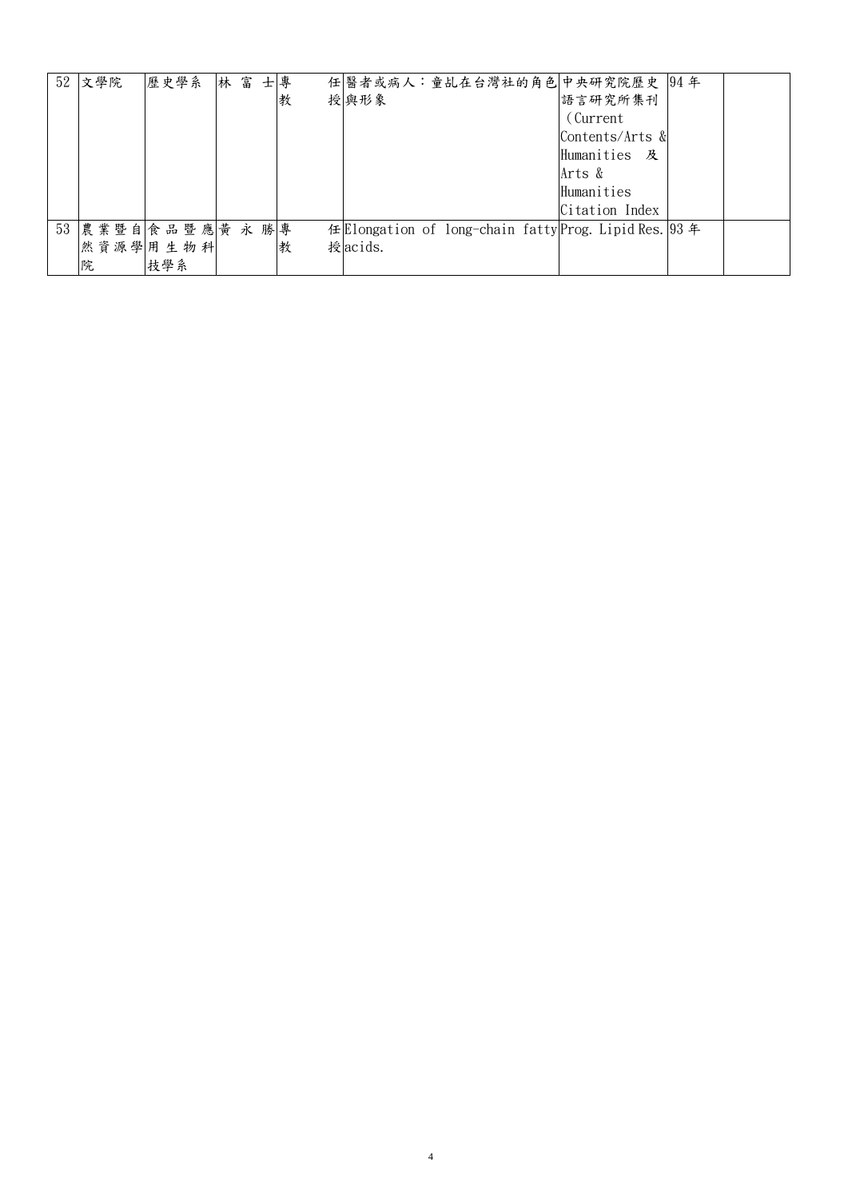| 52 | 文學院 | 歷史學系 | 林富士 | 專任教授 | 醫者或病人：童乩在台灣社的角色與形象 | 中央研究院歷史語言研究所集刊（Current Contents/Arts & Humanities 及 Arts & Humanities Citation Index | 94 年 | |
|---|---|---|---|---|---|---|---|---|
| 53 | 農業暨自然資源學院 | 食品暨應用生物科技學系 | 黃永勝 | 專任教授 | Elongation of long-chain fatty acids. | Prog. Lipid Res. | 93 年 | |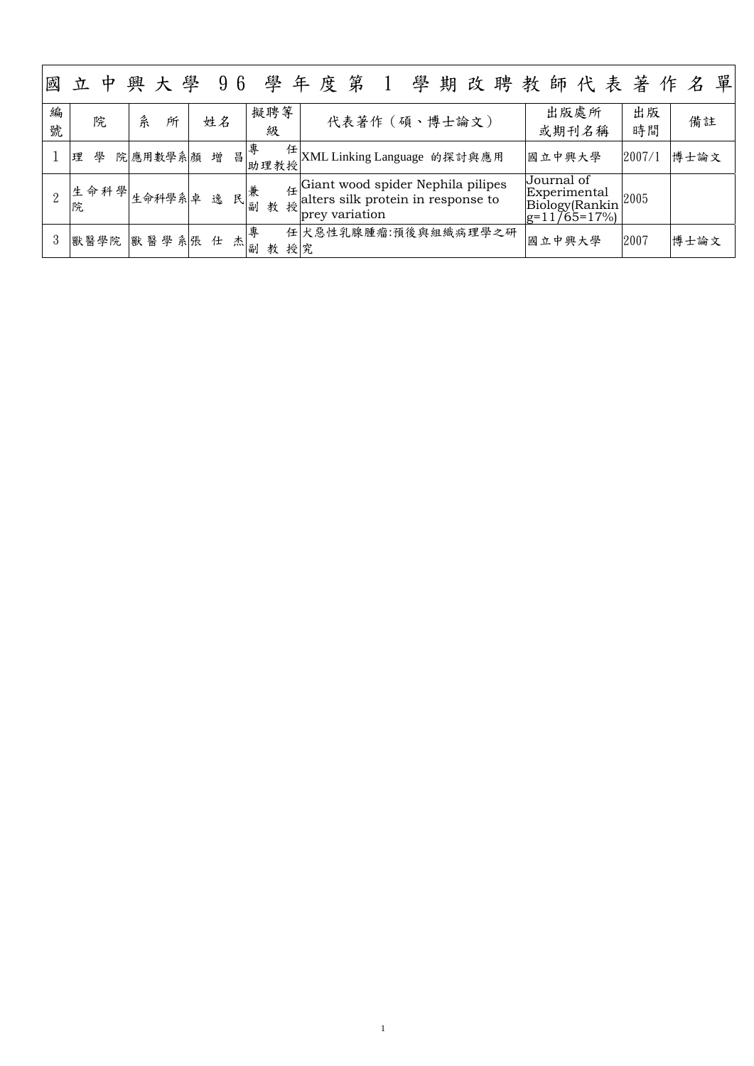# 國立中興大學 96 學年度第 1 學期改聘教師代表著作名單

| 編號 | 院 | 系所 | 姓名 | 擬聘等級 | 代表著作（碩、博士論文） | 出版處所或期刊名稱 | 出版時間 | 備註 |
|---|---|---|---|---|---|---|---|---|
| 1 | 理學院 | 應用數學系 | 顏增昌 | 專任助理教授 | XML Linking Language 的探討與應用 | 國立中興大學 | 2007/1 | 博士論文 |
| 2 | 生命科學院 | 生命科學系 | 卓逸民 | 兼任副教授 | Giant wood spider Nephila pilipes alters silk protein in response to prey variation | Journal of Experimental Biology(Ranking=11/65=17%) | 2005 | |
| 3 | 獸醫學院 | 獸醫學系 | 張仕杰 | 專任副教授 | 犬惡性乳腺腫瘤:預後與組織病理學之研究 | 國立中興大學 | 2007 | 博士論文 |